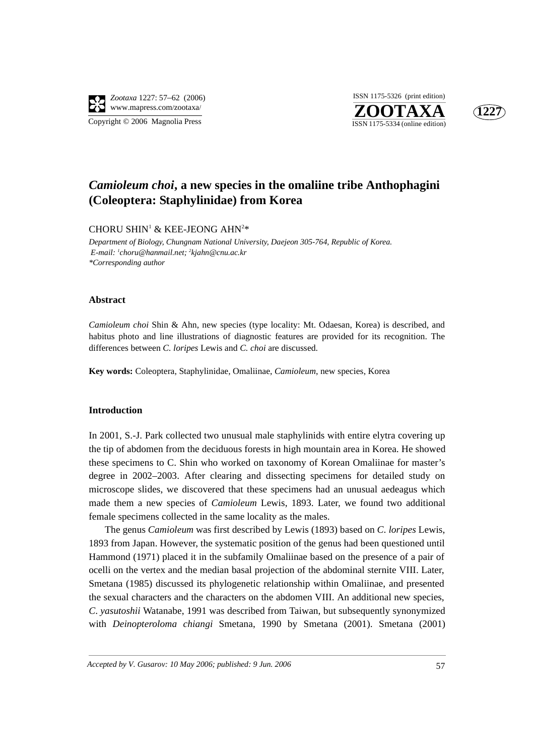# *Camioleum choi*, a new species in the omaliine tribe Anthophagini (Coleoptera: Staphylinidae) from Korea

CHORU SHIN[1] & KEE-JEONG AHN[2]*

*Department of Biology, Chungnam National University, Daejeon 305-764, Republic of Korea.*
*E-mail: [1]choru@hanmail.net; [2]kjahn@cnu.ac.kr*
*\*Corresponding author*

### Abstract

*Camioleum choi* Shin & Ahn, new species (type locality: Mt. Odaesan, Korea) is described, and habitus photo and line illustrations of diagnostic features are provided for its recognition. The differences between *C. loripes* Lewis and *C. choi* are discussed.

**Key words:** Coleoptera, Staphylinidae, Omaliinae, *Camioleum*, new species, Korea

### Introduction

In 2001, S.-J. Park collected two unusual male staphylinids with entire elytra covering up the tip of abdomen from the deciduous forests in high mountain area in Korea. He showed these specimens to C. Shin who worked on taxonomy of Korean Omaliinae for master's degree in 2002–2003. After clearing and dissecting specimens for detailed study on microscope slides, we discovered that these specimens had an unusual aedeagus which made them a new species of *Camioleum* Lewis, 1893. Later, we found two additional female specimens collected in the same locality as the males.

The genus *Camioleum* was first described by Lewis (1893) based on *C. loripes* Lewis, 1893 from Japan. However, the systematic position of the genus had been questioned until Hammond (1971) placed it in the subfamily Omaliinae based on the presence of a pair of ocelli on the vertex and the median basal projection of the abdominal sternite VIII. Later, Smetana (1985) discussed its phylogenetic relationship within Omaliinae, and presented the sexual characters and the characters on the abdomen VIII. An additional new species, *C. yasutoshii* Watanabe, 1991 was described from Taiwan, but subsequently synonymized with *Deinopteroloma chiangi* Smetana, 1990 by Smetana (2001). Smetana (2001)

*Accepted by V. Gusarov: 10 May 2006; published: 9 Jun. 2006*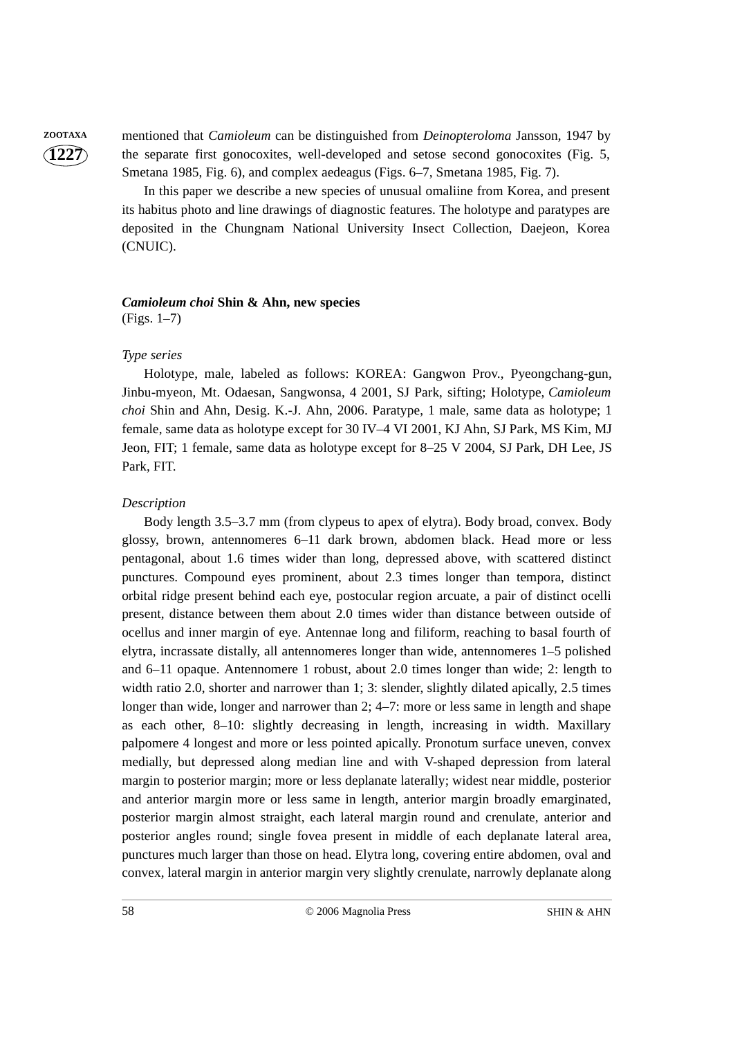mentioned that *Camioleum* can be distinguished from *Deinopteroloma* Jansson, 1947 by the separate first gonocoxites, well-developed and setose second gonocoxites (Fig. 5, Smetana 1985, Fig. 6), and complex aedeagus (Figs. 6–7, Smetana 1985, Fig. 7).

In this paper we describe a new species of unusual omaliine from Korea, and present its habitus photo and line drawings of diagnostic features. The holotype and paratypes are deposited in the Chungnam National University Insect Collection, Daejeon, Korea (CNUIC).

## *Camioleum choi* Shin & Ahn, new species

(Figs. 1–7)

### *Type series*

Holotype, male, labeled as follows: KOREA: Gangwon Prov., Pyeongchang-gun, Jinbu-myeon, Mt. Odaesan, Sangwonsa, 4 2001, SJ Park, sifting; Holotype, *Camioleum choi* Shin and Ahn, Desig. K.-J. Ahn, 2006. Paratype, 1 male, same data as holotype; 1 female, same data as holotype except for 30 IV–4 VI 2001, KJ Ahn, SJ Park, MS Kim, MJ Jeon, FIT; 1 female, same data as holotype except for 8–25 V 2004, SJ Park, DH Lee, JS Park, FIT.

### *Description*

Body length 3.5–3.7 mm (from clypeus to apex of elytra). Body broad, convex. Body glossy, brown, antennomeres 6–11 dark brown, abdomen black. Head more or less pentagonal, about 1.6 times wider than long, depressed above, with scattered distinct punctures. Compound eyes prominent, about 2.3 times longer than tempora, distinct orbital ridge present behind each eye, postocular region arcuate, a pair of distinct ocelli present, distance between them about 2.0 times wider than distance between outside of ocellus and inner margin of eye. Antennae long and filiform, reaching to basal fourth of elytra, incrassate distally, all antennomeres longer than wide, antennomeres 1–5 polished and 6–11 opaque. Antennomere 1 robust, about 2.0 times longer than wide; 2: length to width ratio 2.0, shorter and narrower than 1; 3: slender, slightly dilated apically, 2.5 times longer than wide, longer and narrower than 2; 4–7: more or less same in length and shape as each other, 8–10: slightly decreasing in length, increasing in width. Maxillary palpomere 4 longest and more or less pointed apically. Pronotum surface uneven, convex medially, but depressed along median line and with V-shaped depression from lateral margin to posterior margin; more or less deplanate laterally; widest near middle, posterior and anterior margin more or less same in length, anterior margin broadly emarginated, posterior margin almost straight, each lateral margin round and crenulate, anterior and posterior angles round; single fovea present in middle of each deplanate lateral area, punctures much larger than those on head. Elytra long, covering entire abdomen, oval and convex, lateral margin in anterior margin very slightly crenulate, narrowly deplanate along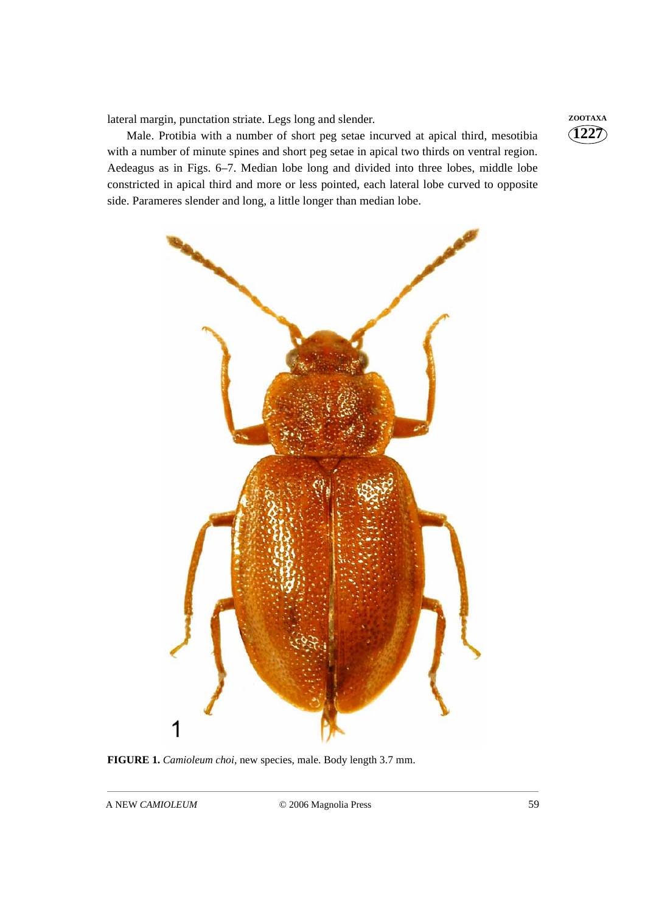lateral margin, punctation striate. Legs long and slender.

Male. Protibia with a number of short peg setae incurved at apical third, mesotibia with a number of minute spines and short peg setae in apical two thirds on ventral region. Aedeagus as in Figs. 6–7. Median lobe long and divided into three lobes, middle lobe constricted in apical third and more or less pointed, each lateral lobe curved to opposite side. Parameres slender and long, a little longer than median lobe.

**FIGURE 1.** *Camioleum choi*, new species, male. Body length 3.7 mm.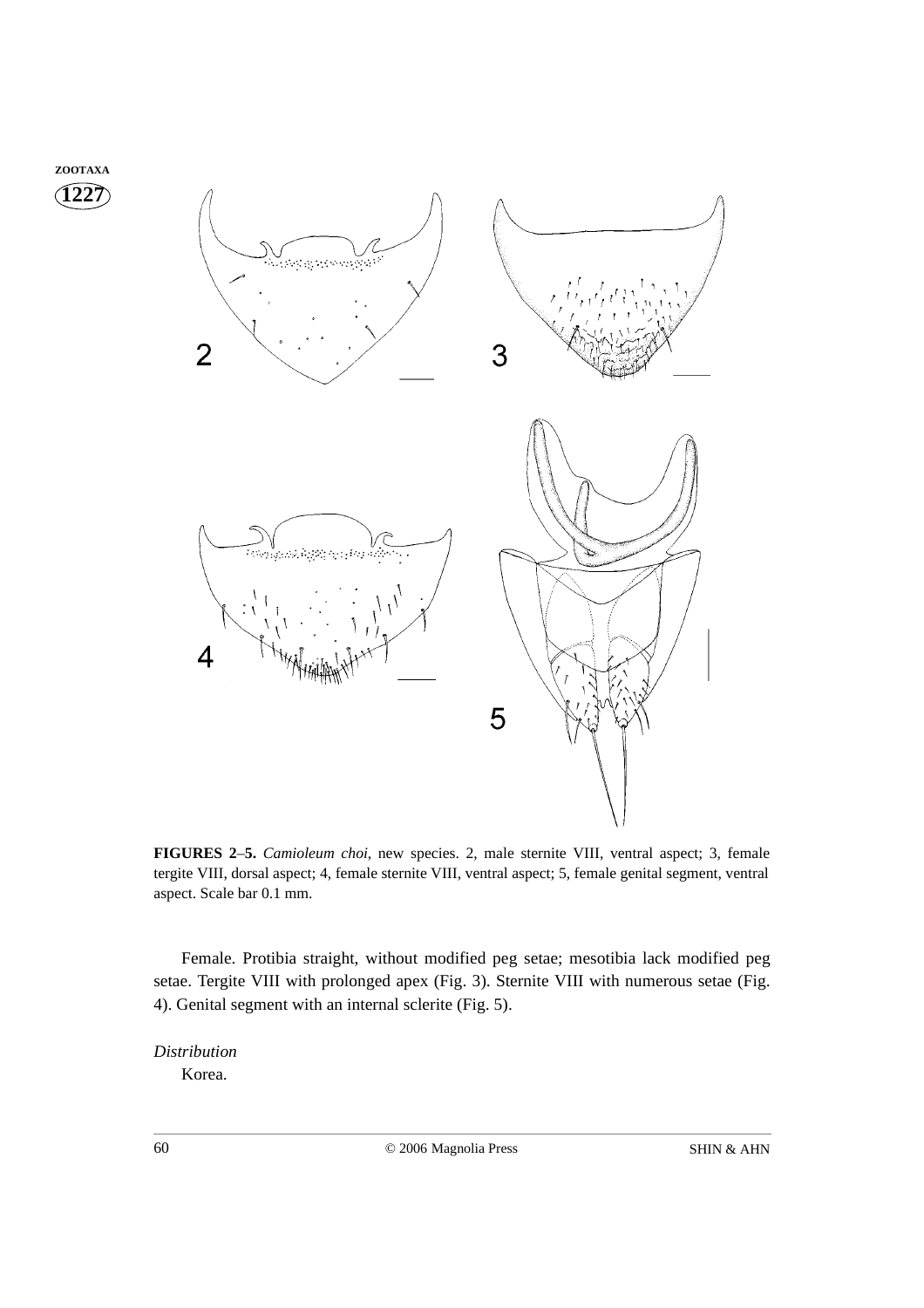**FIGURES 2–5.** *Camioleum choi*, new species. 2, male sternite VIII, ventral aspect; 3, female tergite VIII, dorsal aspect; 4, female sternite VIII, ventral aspect; 5, female genital segment, ventral aspect. Scale bar 0.1 mm.

Female. Protibia straight, without modified peg setae; mesotibia lack modified peg setae. Tergite VIII with prolonged apex (Fig. 3). Sternite VIII with numerous setae (Fig. 4). Genital segment with an internal sclerite (Fig. 5).

*Distribution*

Korea.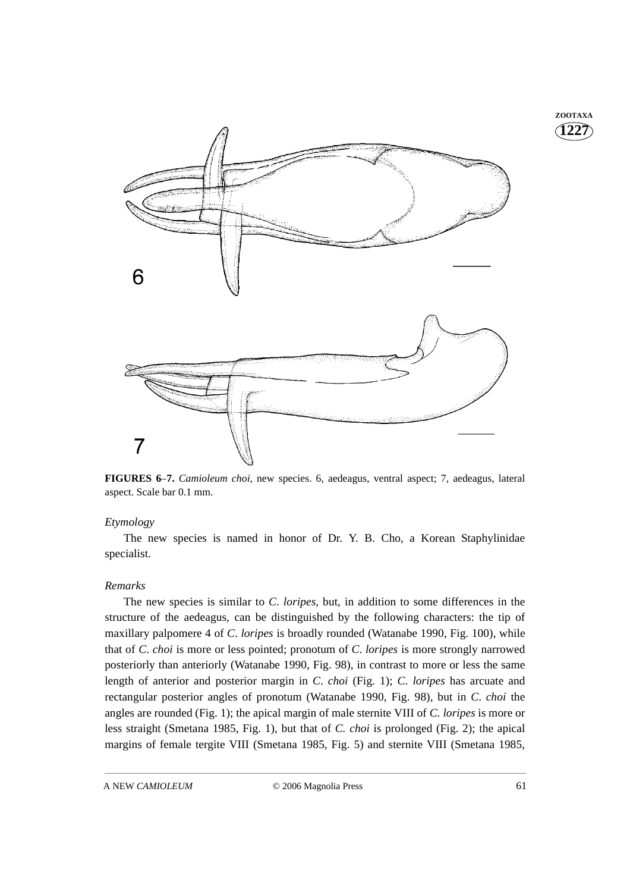**FIGURES 6–7.** *Camioleum choi*, new species. 6, aedeagus, ventral aspect; 7, aedeagus, lateral aspect. Scale bar 0.1 mm.

*Etymology*

The new species is named in honor of Dr. Y. B. Cho, a Korean Staphylinidae specialist.

*Remarks*

The new species is similar to *C. loripes*, but, in addition to some differences in the structure of the aedeagus, can be distinguished by the following characters: the tip of maxillary palpomere 4 of *C. loripes* is broadly rounded (Watanabe 1990, Fig. 100), while that of *C. choi* is more or less pointed; pronotum of *C. loripes* is more strongly narrowed posteriorly than anteriorly (Watanabe 1990, Fig. 98), in contrast to more or less the same length of anterior and posterior margin in *C. choi* (Fig. 1); *C. loripes* has arcuate and rectangular posterior angles of pronotum (Watanabe 1990, Fig. 98), but in *C. choi* the angles are rounded (Fig. 1); the apical margin of male sternite VIII of *C. loripes* is more or less straight (Smetana 1985, Fig. 1), but that of *C. choi* is prolonged (Fig. 2); the apical margins of female tergite VIII (Smetana 1985, Fig. 5) and sternite VIII (Smetana 1985,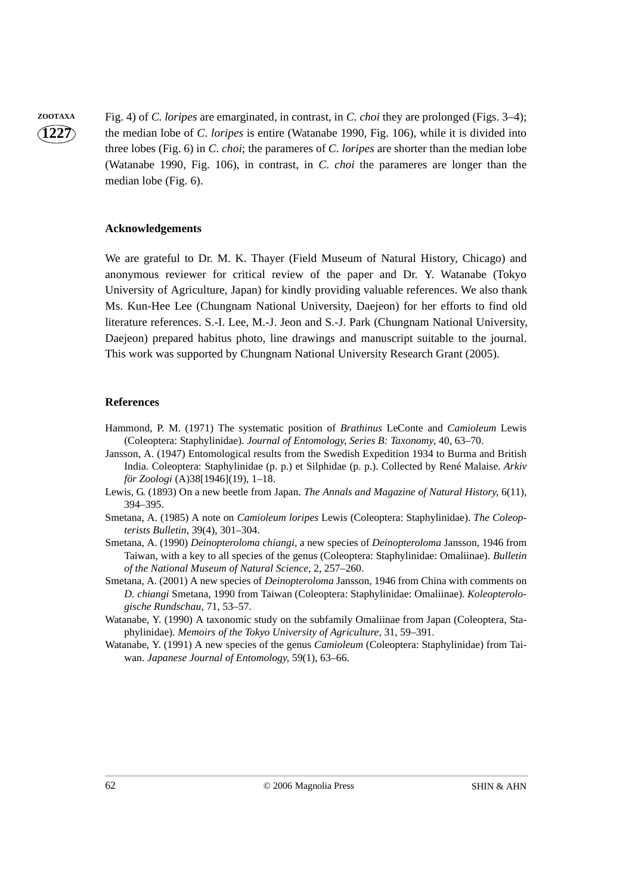Fig. 4) of *C. loripes* are emarginated, in contrast, in *C. choi* they are prolonged (Figs. 3–4); the median lobe of *C. loripes* is entire (Watanabe 1990, Fig. 106), while it is divided into three lobes (Fig. 6) in *C. choi*; the parameres of *C. loripes* are shorter than the median lobe (Watanabe 1990, Fig. 106), in contrast, in *C. choi* the parameres are longer than the median lobe (Fig. 6).

## Acknowledgements

We are grateful to Dr. M. K. Thayer (Field Museum of Natural History, Chicago) and anonymous reviewer for critical review of the paper and Dr. Y. Watanabe (Tokyo University of Agriculture, Japan) for kindly providing valuable references. We also thank Ms. Kun-Hee Lee (Chungnam National University, Daejeon) for her efforts to find old literature references. S.-I. Lee, M.-J. Jeon and S.-J. Park (Chungnam National University, Daejeon) prepared habitus photo, line drawings and manuscript suitable to the journal. This work was supported by Chungnam National University Research Grant (2005).

## References

Hammond, P. M. (1971) The systematic position of *Brathinus* LeConte and *Camioleum* Lewis (Coleoptera: Staphylinidae). *Journal of Entomology, Series B: Taxonomy*, 40, 63–70.

Jansson, A. (1947) Entomological results from the Swedish Expedition 1934 to Burma and British India. Coleoptera: Staphylinidae (p. p.) et Silphidae (p. p.). Collected by René Malaise. *Arkiv för Zoologi* (A)38[1946](19), 1–18.

Lewis, G. (1893) On a new beetle from Japan. *The Annals and Magazine of Natural History*, 6(11), 394–395.

Smetana, A. (1985) A note on *Camioleum loripes* Lewis (Coleoptera: Staphylinidae). *The Coleopterists Bulletin*, 39(4), 301–304.

Smetana, A. (1990) *Deinopteroloma chiangi*, a new species of *Deinopteroloma* Jansson, 1946 from Taiwan, with a key to all species of the genus (Coleoptera: Staphylinidae: Omaliinae). *Bulletin of the National Museum of Natural Science*, 2, 257–260.

Smetana, A. (2001) A new species of *Deinopteroloma* Jansson, 1946 from China with comments on *D. chiangi* Smetana, 1990 from Taiwan (Coleoptera: Staphylinidae: Omaliinae). *Koleopterologische Rundschau*, 71, 53–57.

Watanabe, Y. (1990) A taxonomic study on the subfamily Omaliinae from Japan (Coleoptera, Staphylinidae). *Memoirs of the Tokyo University of Agriculture*, 31, 59–391.

Watanabe, Y. (1991) A new species of the genus *Camioleum* (Coleoptera: Staphylinidae) from Taiwan. *Japanese Journal of Entomology*, 59(1), 63–66.